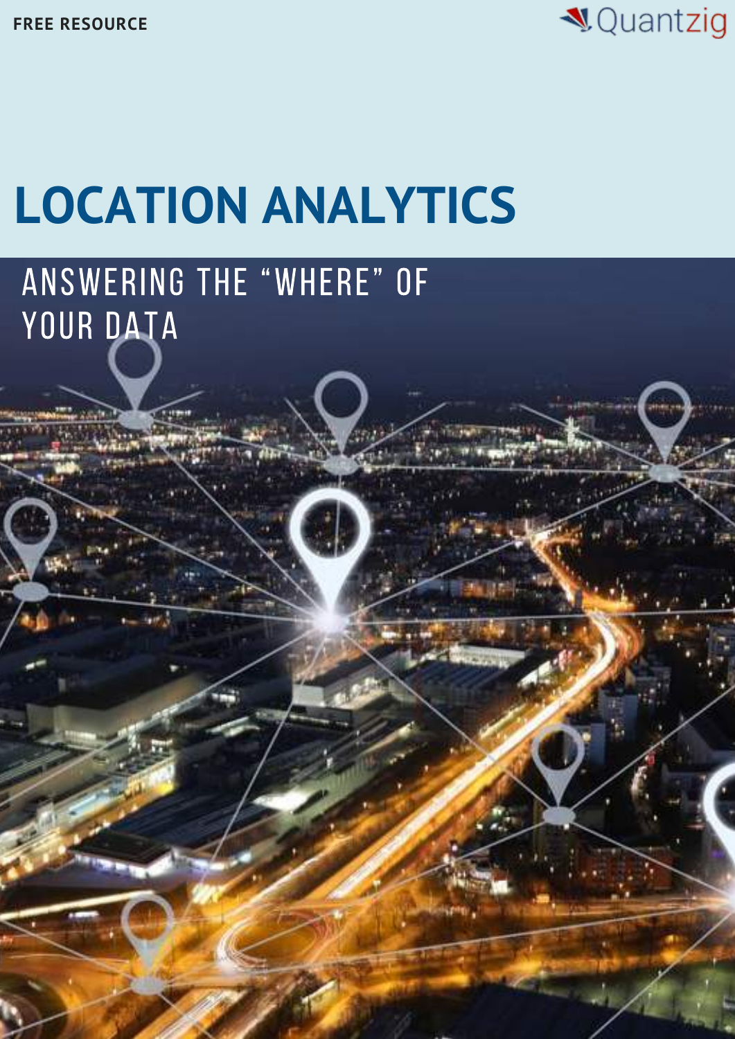FREE RESOURCE

Quantzig

# LOCATION ANALYTICS

## ANSWERING THE "WHERE" OF YOUR DATA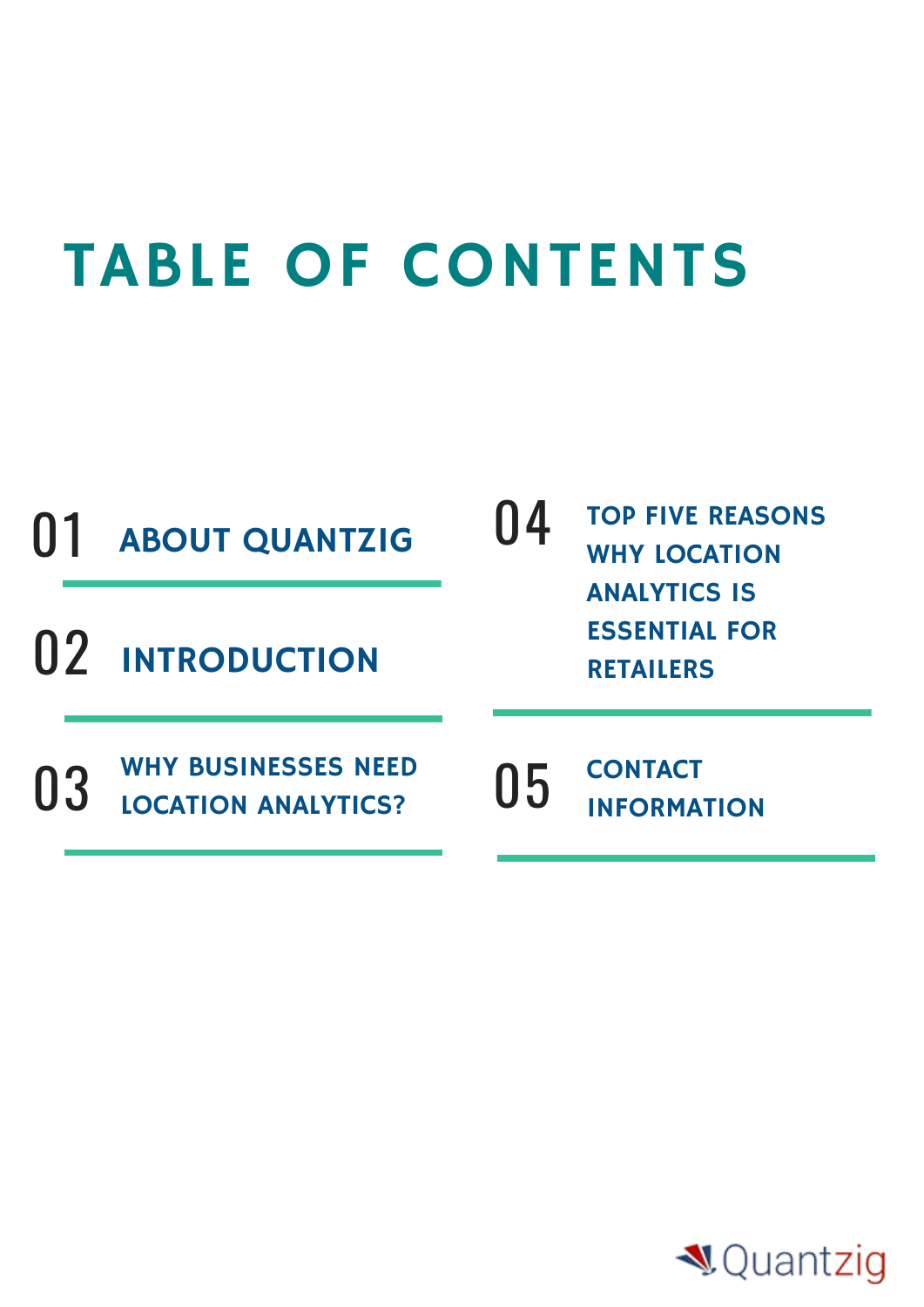# TABLE OF CONTENTS

01 ABOUT QUANTZIG

02 INTRODUCTION

03 WHY BUSINESSES NEED LOCATION ANALYTICS?

04 TOP FIVE REASONS WHY LOCATION ANALYTICS IS ESSENTIAL FOR RETAILERS

05 CONTACT INFORMATION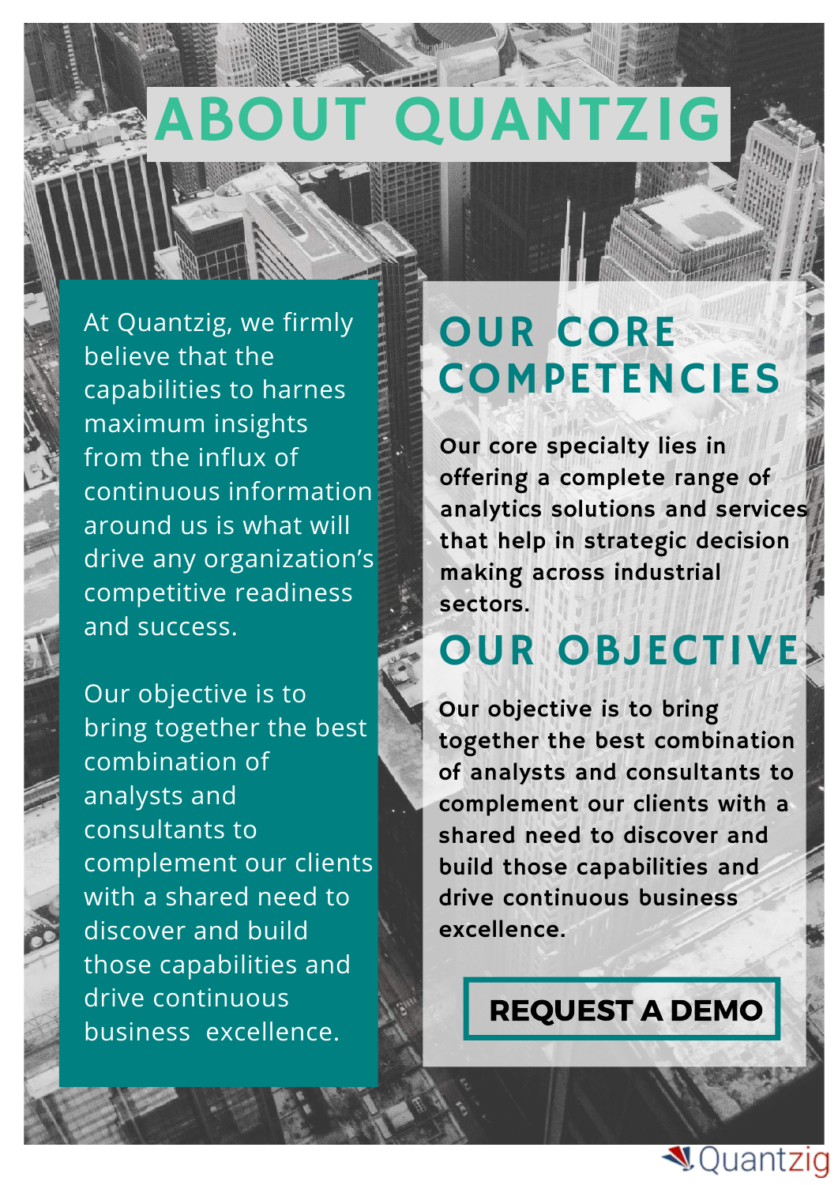# ABOUT QUANTZIG

At Quantzig, we firmly believe that the capabilities to harnes maximum insights from the influx of continuous information around us is what will drive any organization's competitive readiness and success.

Our objective is to bring together the best combination of analysts and consultants to complement our clients with a shared need to discover and build those capabilities and drive continuous business excellence.

## OUR CORE COMPETENCIES

**Our core specialty lies in offering a complete range of analytics solutions and services that help in strategic decision making across industrial sectors.**

## OUR OBJECTIVE

**Our objective is to bring together the best combination of analysts and consultants to complement our clients with a shared need to discover and build those capabilities and drive continuous business excellence.**

**REQUEST A DEMO**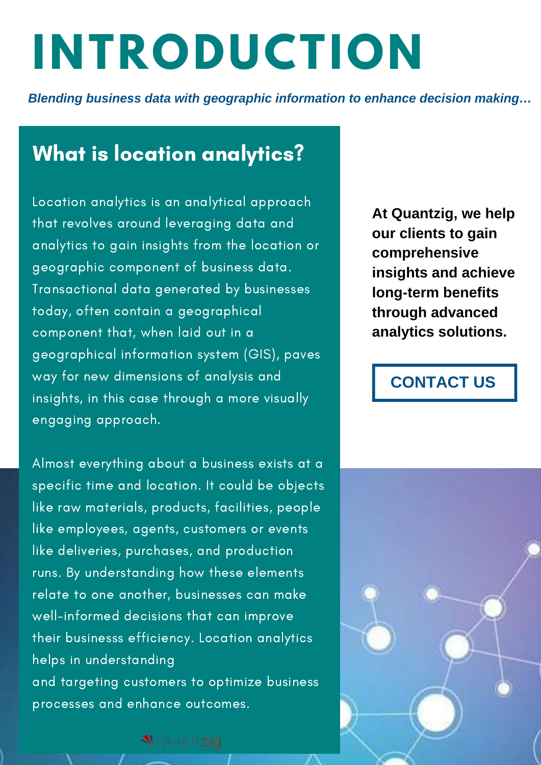# INTRODUCTION

***Blending business data with geographic information to enhance decision making…***

## What is location analytics?

Location analytics is an analytical approach that revolves around leveraging data and analytics to gain insights from the location or geographic component of business data. Transactional data generated by businesses today, often contain a geographical component that, when laid out in a geographical information system (GIS), paves way for new dimensions of analysis and insights, in this case through a more visually engaging approach.

Almost everything about a business exists at a specific time and location. It could be objects like raw materials, products, facilities, people like employees, agents, customers or events like deliveries, purchases, and production runs. By understanding how these elements relate to one another, businesses can make well-informed decisions that can improve their businesss efficiency. Location analytics helps in understanding and targeting customers to optimize business processes and enhance outcomes.

**At Quantzig, we help our clients to gain comprehensive insights and achieve long-term benefits through advanced analytics solutions.**

**CONTACT US**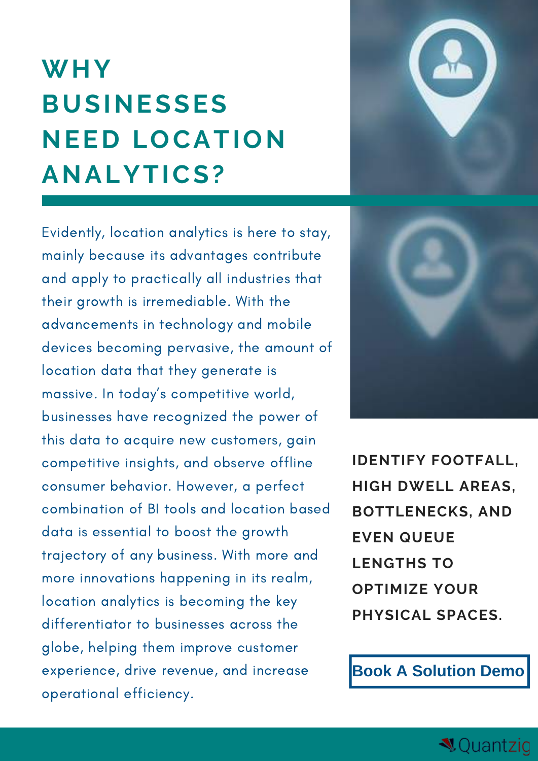# WHY BUSINESSES NEED LOCATION ANALYTICS?

Evidently, location analytics is here to stay, mainly because its advantages contribute and apply to practically all industries that their growth is irremediable. With the advancements in technology and mobile devices becoming pervasive, the amount of location data that they generate is massive. In today's competitive world, businesses have recognized the power of this data to acquire new customers, gain competitive insights, and observe offline consumer behavior. However, a perfect combination of BI tools and location based data is essential to boost the growth trajectory of any business. With more and more innovations happening in its realm, location analytics is becoming the key differentiator to businesses across the globe, helping them improve customer experience, drive revenue, and increase operational efficiency.

**IDENTIFY FOOTFALL, HIGH DWELL AREAS, BOTTLENECKS, AND EVEN QUEUE LENGTHS TO OPTIMIZE YOUR PHYSICAL SPACES.**

**Book A Solution Demo**

Quantzig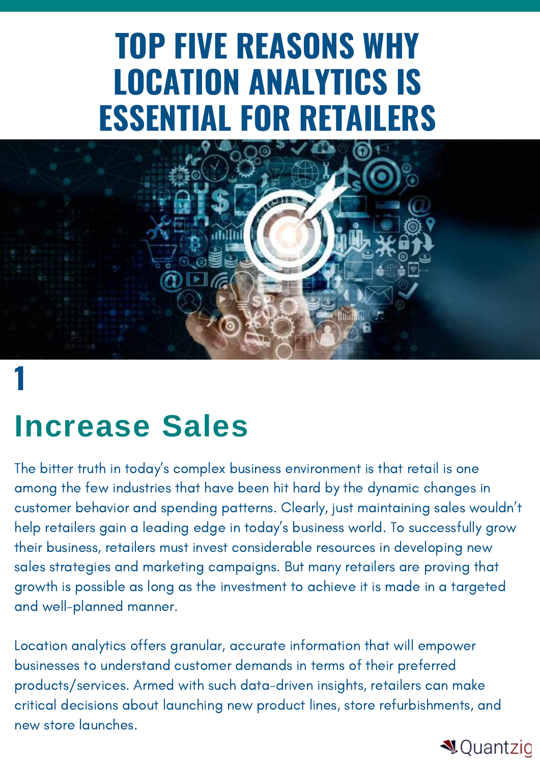# TOP FIVE REASONS WHY LOCATION ANALYTICS IS ESSENTIAL FOR RETAILERS

## 1

## Increase Sales

The bitter truth in today's complex business environment is that retail is one among the few industries that have been hit hard by the dynamic changes in customer behavior and spending patterns. Clearly, just maintaining sales wouldn't help retailers gain a leading edge in today's business world. To successfully grow their business, retailers must invest considerable resources in developing new sales strategies and marketing campaigns. But many retailers are proving that growth is possible as long as the investment to achieve it is made in a targeted and well-planned manner.

Location analytics offers granular, accurate information that will empower businesses to understand customer demands in terms of their preferred products/services. Armed with such data-driven insights, retailers can make critical decisions about launching new product lines, store refurbishments, and new store launches.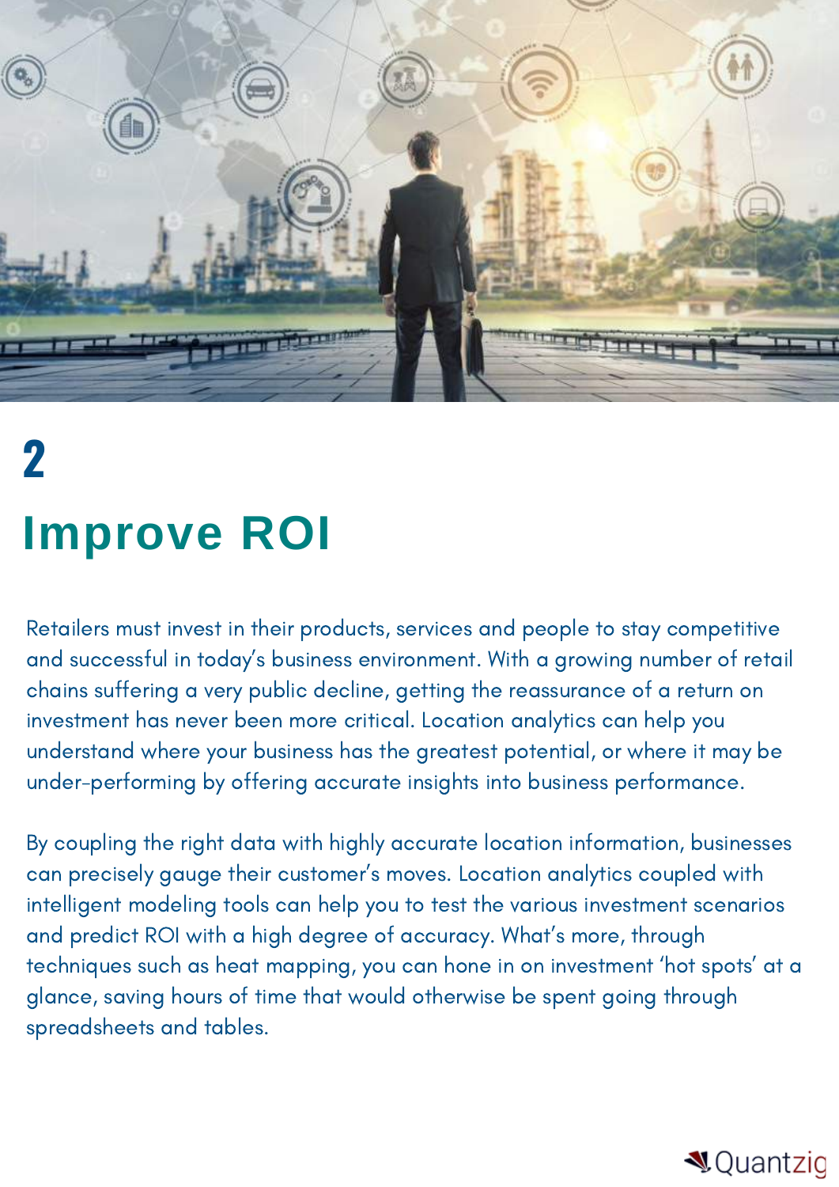# 2

## Improve ROI

Retailers must invest in their products, services and people to stay competitive and successful in today's business environment. With a growing number of retail chains suffering a very public decline, getting the reassurance of a return on investment has never been more critical. Location analytics can help you understand where your business has the greatest potential, or where it may be under-performing by offering accurate insights into business performance.

By coupling the right data with highly accurate location information, businesses can precisely gauge their customer's moves. Location analytics coupled with intelligent modeling tools can help you to test the various investment scenarios and predict ROI with a high degree of accuracy. What's more, through techniques such as heat mapping, you can hone in on investment 'hot spots' at a glance, saving hours of time that would otherwise be spent going through spreadsheets and tables.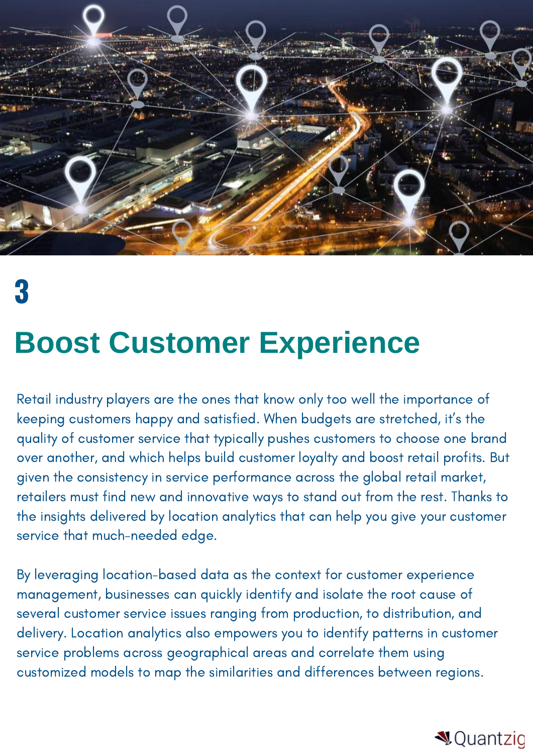3

# Boost Customer Experience

Retail industry players are the ones that know only too well the importance of keeping customers happy and satisfied. When budgets are stretched, it's the quality of customer service that typically pushes customers to choose one brand over another, and which helps build customer loyalty and boost retail profits. But given the consistency in service performance across the global retail market, retailers must find new and innovative ways to stand out from the rest. Thanks to the insights delivered by location analytics that can help you give your customer service that much-needed edge.

By leveraging location-based data as the context for customer experience management, businesses can quickly identify and isolate the root cause of several customer service issues ranging from production, to distribution, and delivery. Location analytics also empowers you to identify patterns in customer service problems across geographical areas and correlate them using customized models to map the similarities and differences between regions.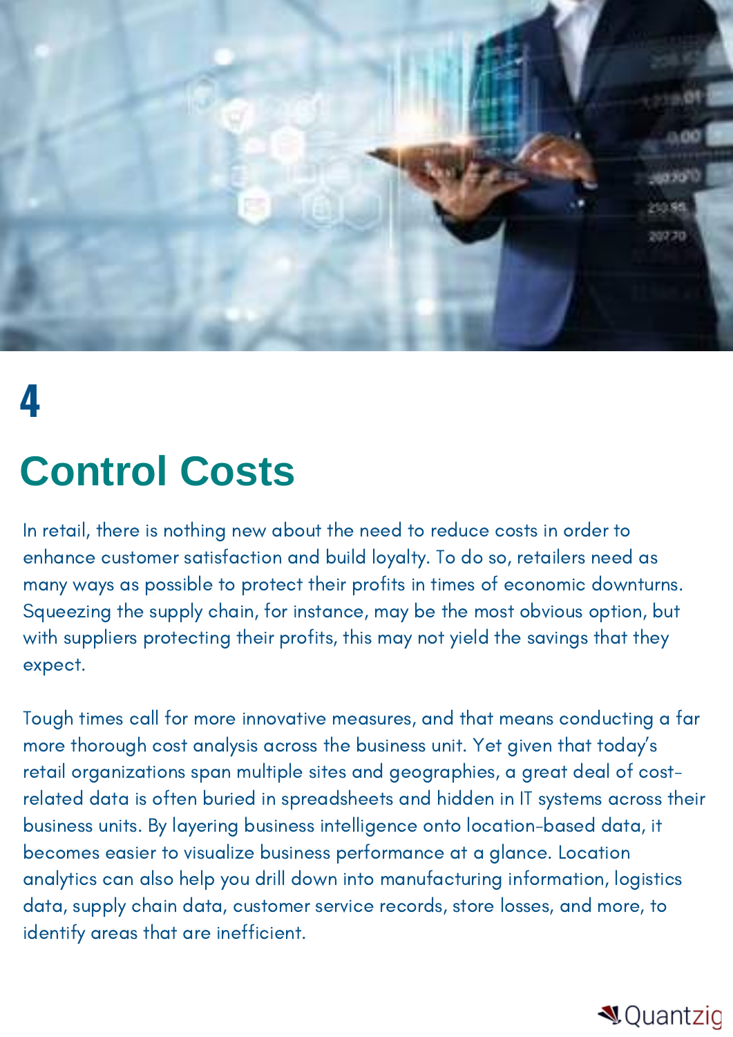# 4

## Control Costs

In retail, there is nothing new about the need to reduce costs in order to enhance customer satisfaction and build loyalty. To do so, retailers need as many ways as possible to protect their profits in times of economic downturns. Squeezing the supply chain, for instance, may be the most obvious option, but with suppliers protecting their profits, this may not yield the savings that they expect.

Tough times call for more innovative measures, and that means conducting a far more thorough cost analysis across the business unit. Yet given that today's retail organizations span multiple sites and geographies, a great deal of cost-related data is often buried in spreadsheets and hidden in IT systems across their business units. By layering business intelligence onto location-based data, it becomes easier to visualize business performance at a glance. Location analytics can also help you drill down into manufacturing information, logistics data, supply chain data, customer service records, store losses, and more, to identify areas that are inefficient.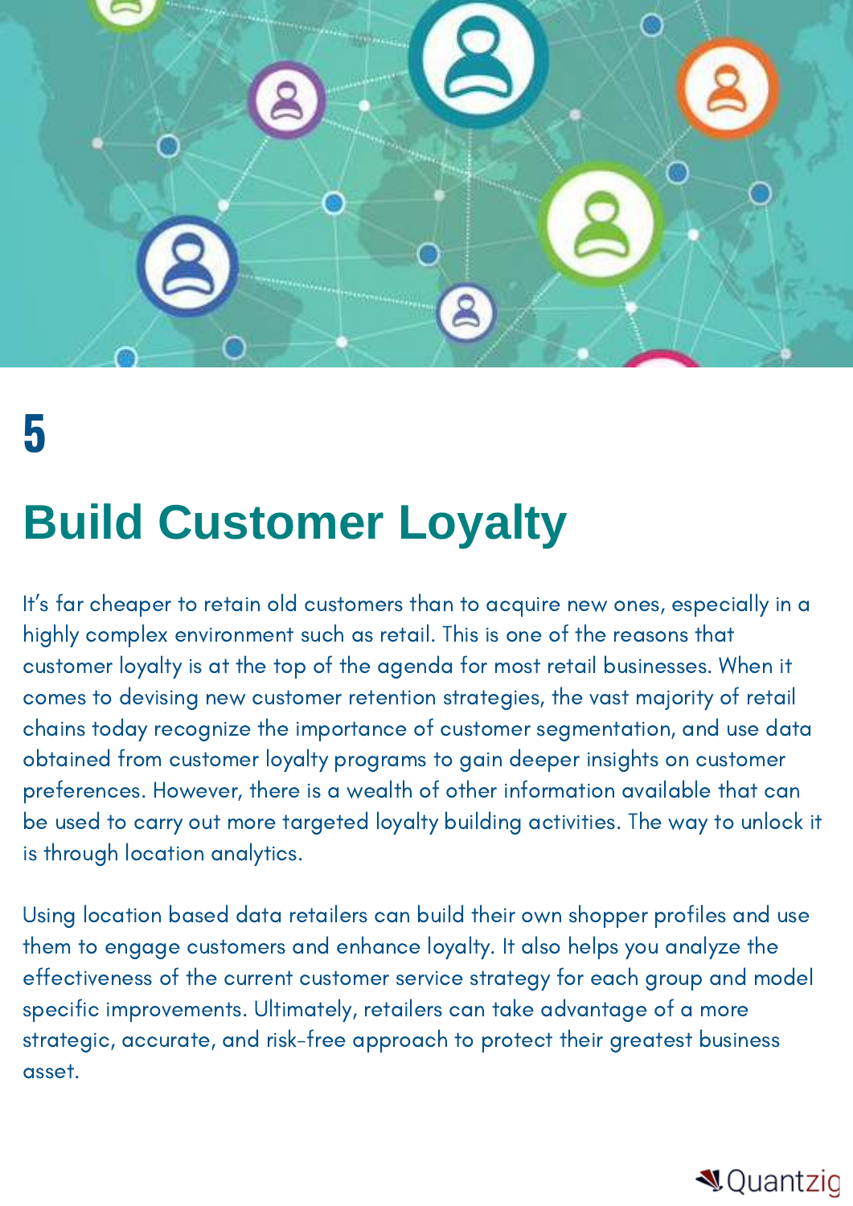5

# Build Customer Loyalty

It's far cheaper to retain old customers than to acquire new ones, especially in a highly complex environment such as retail. This is one of the reasons that customer loyalty is at the top of the agenda for most retail businesses. When it comes to devising new customer retention strategies, the vast majority of retail chains today recognize the importance of customer segmentation, and use data obtained from customer loyalty programs to gain deeper insights on customer preferences. However, there is a wealth of other information available that can be used to carry out more targeted loyalty building activities. The way to unlock it is through location analytics.

Using location based data retailers can build their own shopper profiles and use them to engage customers and enhance loyalty. It also helps you analyze the effectiveness of the current customer service strategy for each group and model specific improvements. Ultimately, retailers can take advantage of a more strategic, accurate, and risk-free approach to protect their greatest business asset.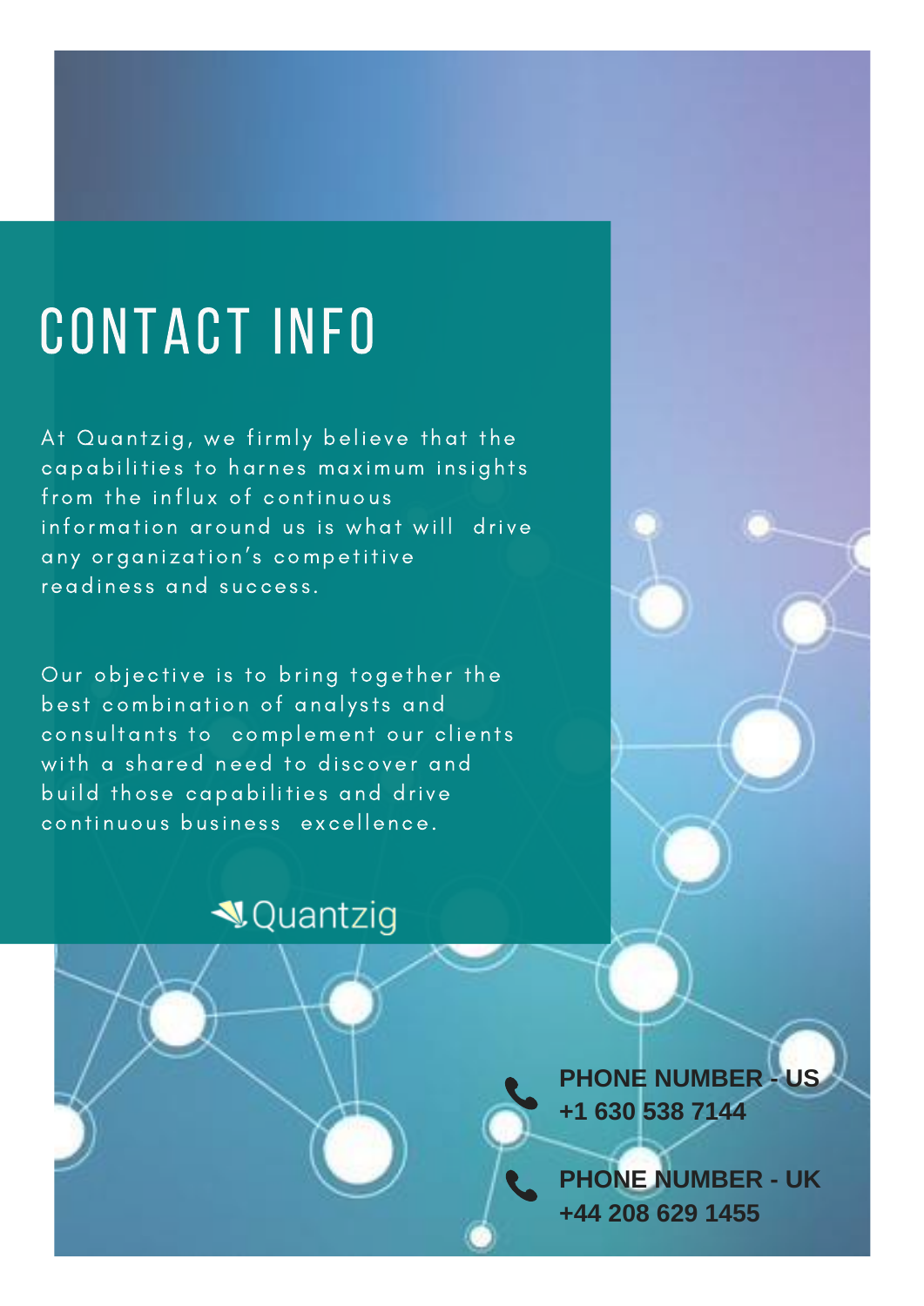# CONTACT INFO

At Quantzig, we firmly believe that the capabilities to harnes maximum insights from the influx of continuous information around us is what will drive any organization's competitive readiness and success.

Our objective is to bring together the best combination of analysts and consultants to complement our clients with a shared need to discover and build those capabilities and drive continuous business excellence.

Quantzig

**PHONE NUMBER - US**
**+1 630 538 7144**

**PHONE NUMBER - UK**
**+44 208 629 1455**